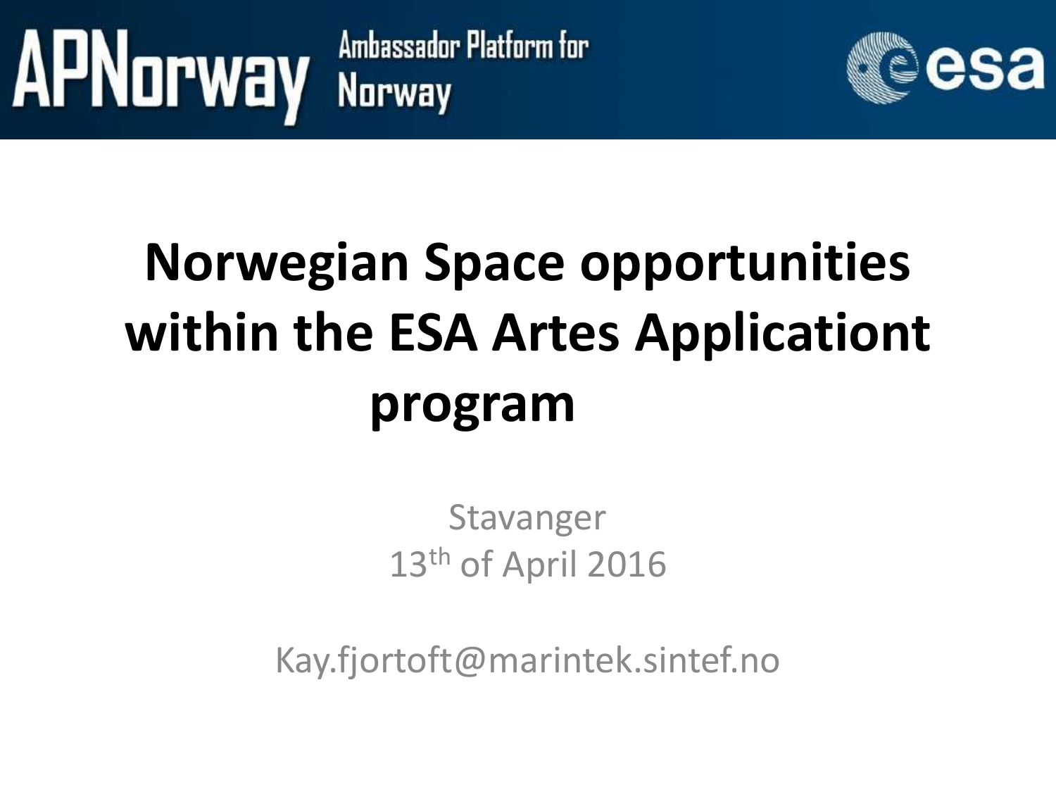APNorway Ambassador Platform for Norway

esa

# Norwegian Space opportunities within the ESA Artes Applicationt program

Stavanger
13th of April 2016

Kay.fjortoft@marintek.sintef.no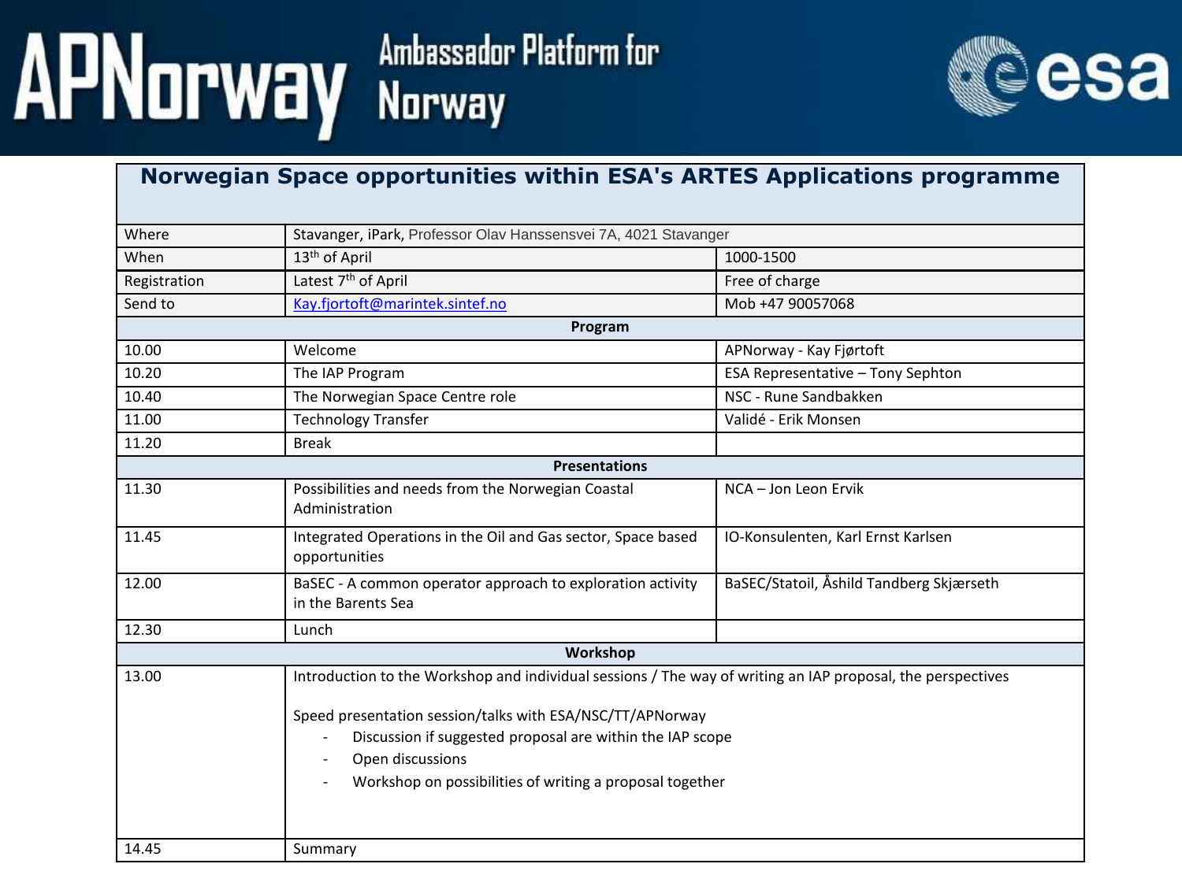APNorway Ambassador Platform for Norway

esa

| Norwegian Space opportunities within ESA's ARTES Applications programme | | |
|---|---|---|
| Where | Stavanger, iPark, Professor Olav Hanssensvei 7A, 4021 Stavanger | |
| When | 13th of April | 1000-1500 |
| Registration | Latest 7th of April | Free of charge |
| Send to | Kay.fjortoft@marintek.sintef.no | Mob +47 90057068 |
| **Program** | | |
| 10.00 | Welcome | APNorway - Kay Fjørtoft |
| 10.20 | The IAP Program | ESA Representative – Tony Sephton |
| 10.40 | The Norwegian Space Centre role | NSC - Rune Sandbakken |
| 11.00 | Technology Transfer | Validé - Erik Monsen |
| 11.20 | Break | |
| **Presentations** | | |
| 11.30 | Possibilities and needs from the Norwegian Coastal Administration | NCA – Jon Leon Ervik |
| 11.45 | Integrated Operations in the Oil and Gas sector, Space based opportunities | IO-Konsulenten, Karl Ernst Karlsen |
| 12.00 | BaSEC - A common operator approach to exploration activity in the Barents Sea | BaSEC/Statoil, Åshild Tandberg Skjærseth |
| 12.30 | Lunch | |
| **Workshop** | | |
| 13.00 | Introduction to the Workshop and individual sessions / The way of writing an IAP proposal, the perspectives<br><br>Speed presentation session/talks with ESA/NSC/TT/APNorway<br>- Discussion if suggested proposal are within the IAP scope<br>- Open discussions<br>- Workshop on possibilities of writing a proposal together | |
| 14.45 | Summary | |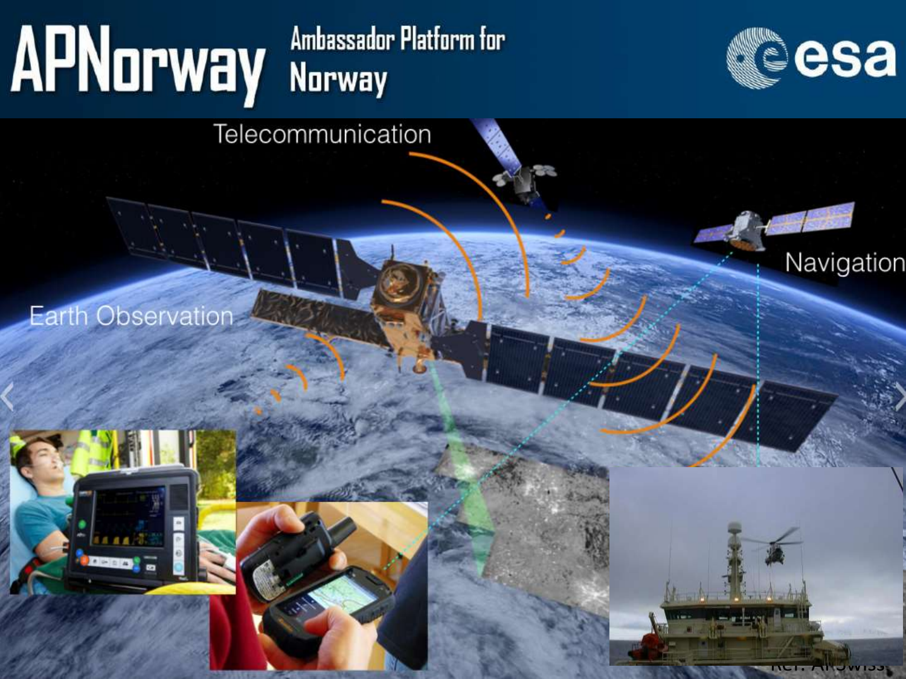# APNorway

Ambassador Platform for Norway

esa

Telecommunication

Navigation

Earth Observation

Ref.: AP Swiss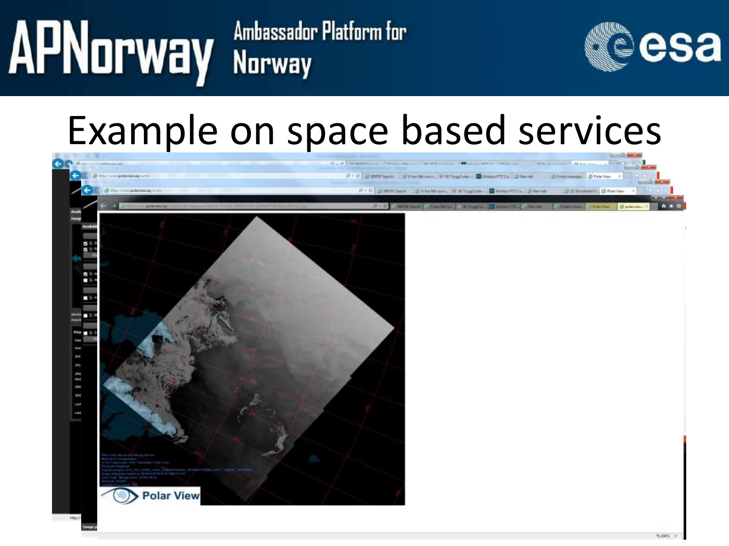# Example on space based services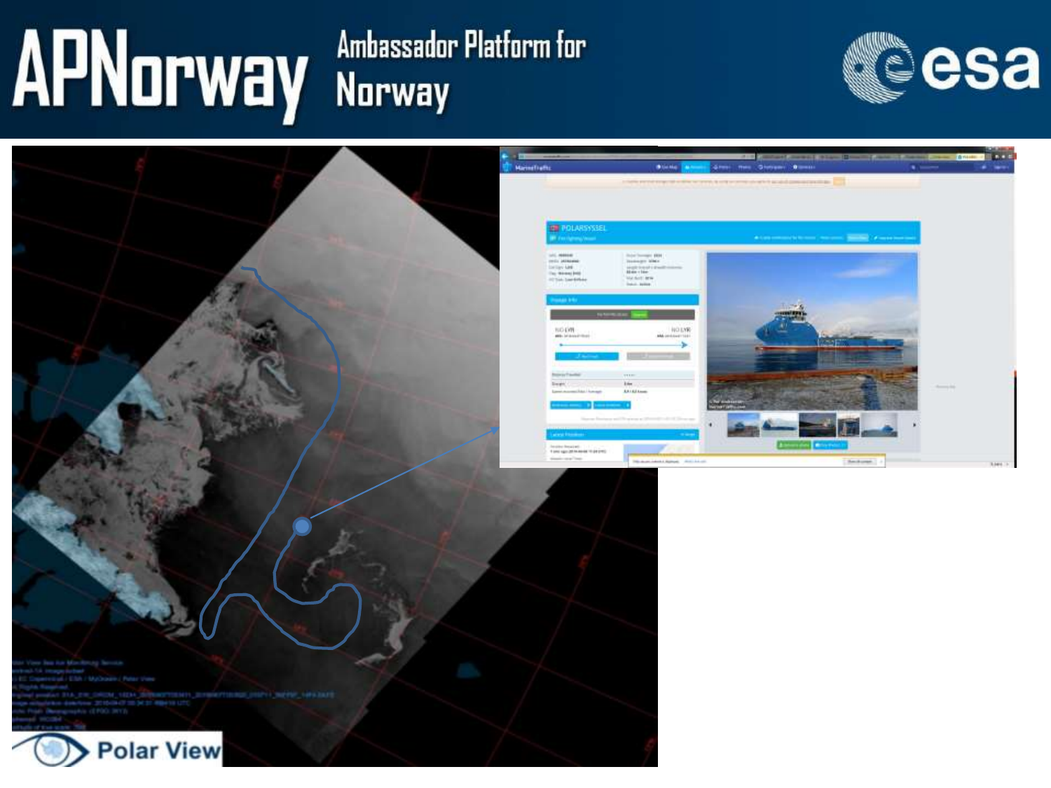APNorway Ambassador Platform for Norway

Polar View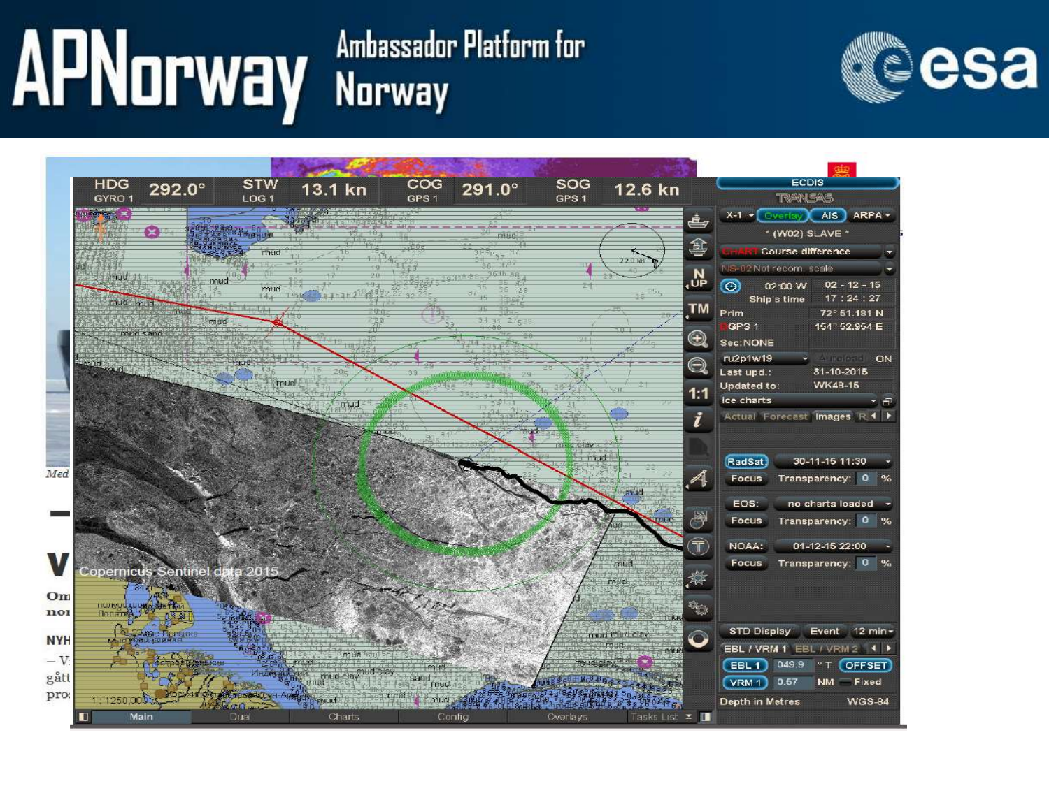# APNorway Ambassador Platform for Norway

esa

| HDG GYRO 1 | 292.0° | STW LOG 1 | 13.1 kn | COG GPS 1 | 291.0° | SOG GPS 1 | 12.6 kn |
|---|---|---|---|---|---|---|---|

Copernicus Sentinel data 2015

1 : 1250,000

Main | Dual | Charts | Config | Overlays | Tasks List

ECDIS
TRANSAS

X-1 | Overlay | AIS | ARPA

* (W02) SLAVE *

CHART Course difference

NS-02 Not recom. scale

02:00 W | 02 - 12 - 15

Ship's time | 17 : 24 : 27

Prim | 72° 51.181 N

GPS 1 | 154° 52.954 E

Sec:NONE

ru2p1w19 | Autoload | ON

Last upd.: 31-10-2015

Updated to: WK48-15

Ice charts

Actual Forecast Images R

RadSat | 30-11-15 11:30

Focus | Transparency: 0 %

EOS: | no charts loaded

Focus | Transparency: 0 %

NOAA: | 01-12-15 22:00

Focus | Transparency: 0 %

STD Display | Event | 12 min

EBL / VRM 1 | EBL / VRM 2

EBL 1 | 049.9 °T | OFFSET

VRM 1 | 0.67 NM | Fixed

Depth in Metres | WGS-84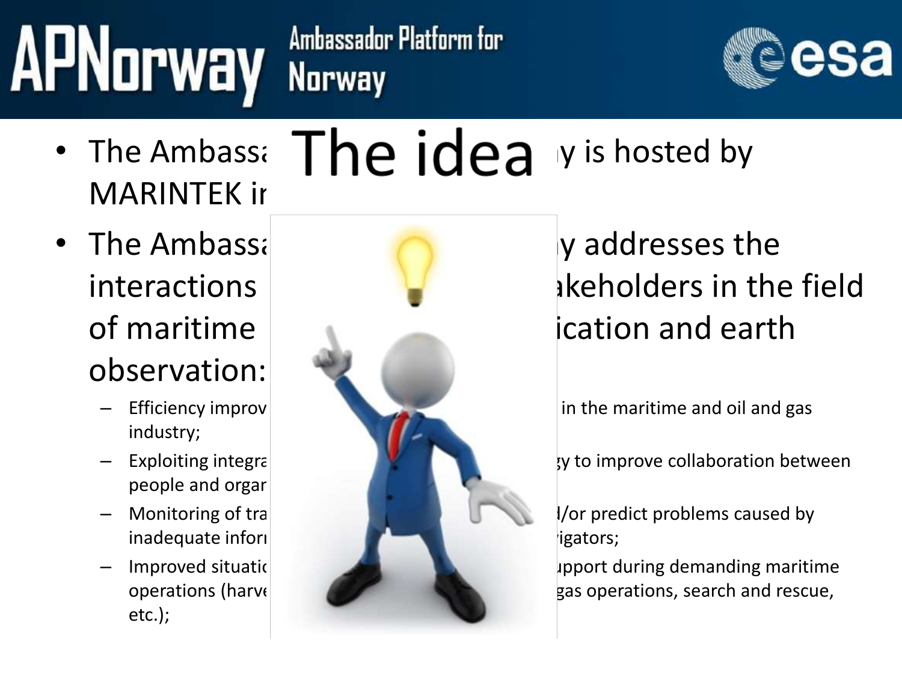# The idea

- The Ambass[...]y is hosted by MARINTEK i[...]
- The Ambass[...]y addresses the interactions [...]akeholders in the field of maritime [...]ication and earth observation:
  - Efficiency improv[...] in the maritime and oil and gas industry;
  - Exploiting integra[...]y to improve collaboration between people and orga[...]
  - Monitoring of tra[...]/or predict problems caused by inadequate infor[...]igators;
  - Improved situati[...]upport during demanding maritime operations (harv[...]gas operations, search and rescue, etc.);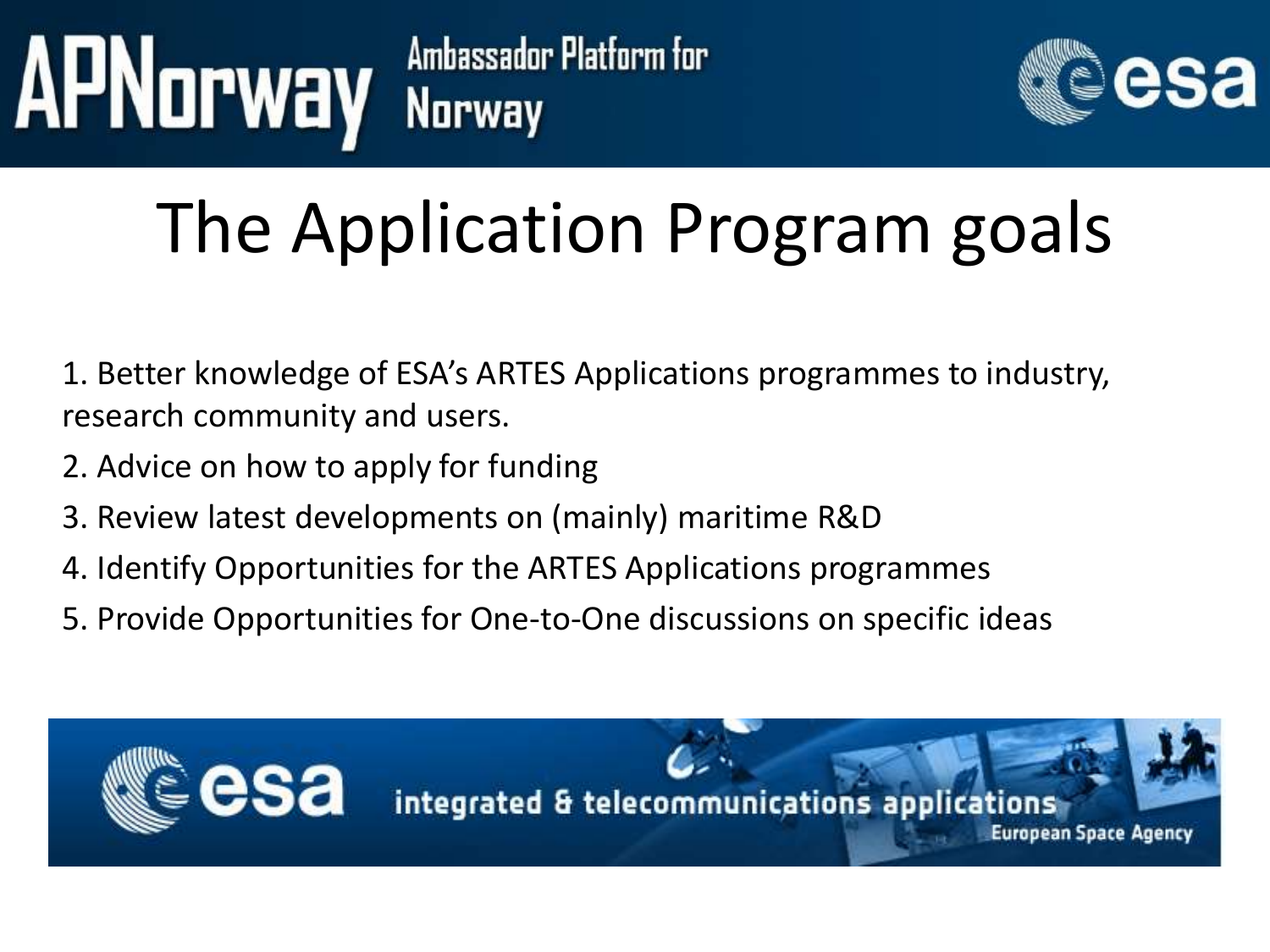# The Application Program goals

1. Better knowledge of ESA's ARTES Applications programmes to industry, research community and users.
2. Advice on how to apply for funding
3. Review latest developments on (mainly) maritime R&D
4. Identify Opportunities for the ARTES Applications programmes
5. Provide Opportunities for One-to-One discussions on specific ideas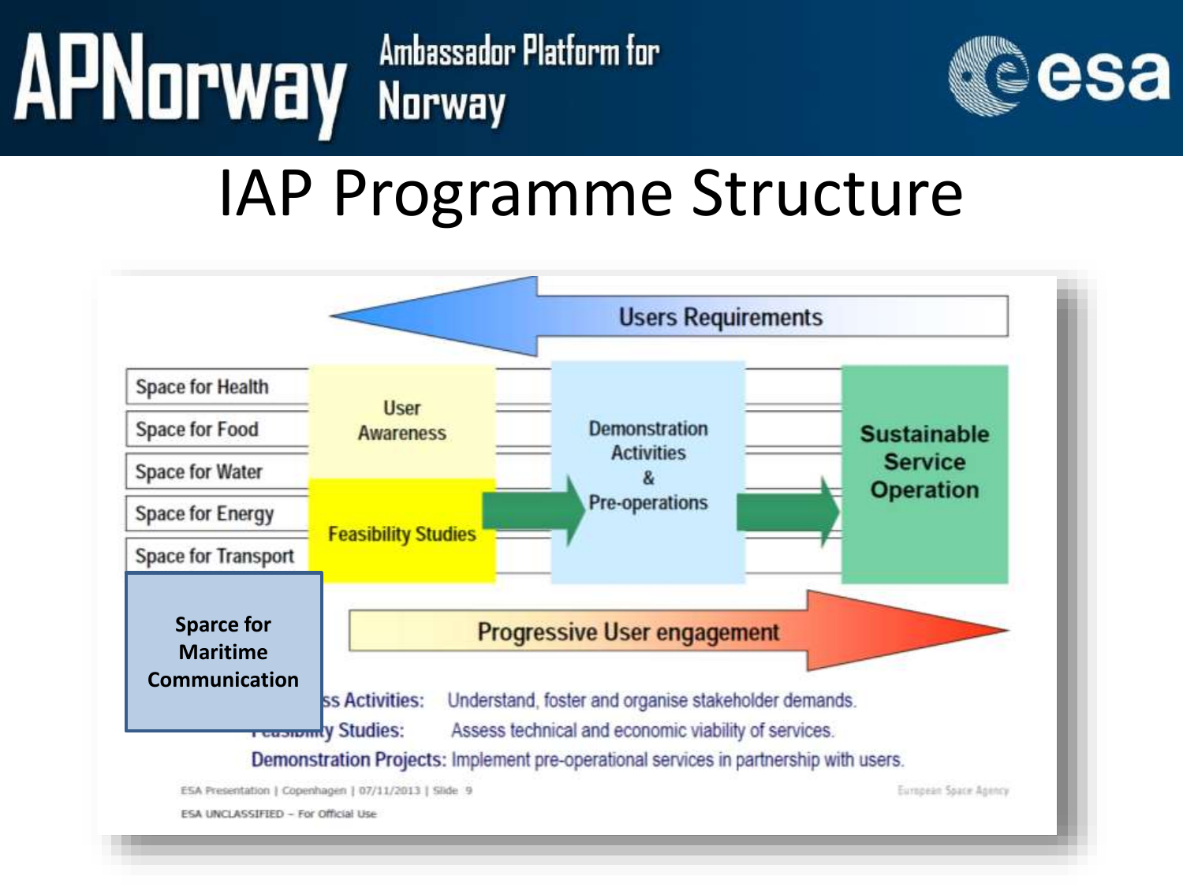# IAP Programme Structure

Users Requirements

| | | | |
|---|---|---|---|
| Space for Health | User Awareness | Demonstration Activities & Pre-operations | Sustainable Service Operation |
| Space for Food | | | |
| Space for Water | | | |
| Space for Energy | Feasibility Studies | | |
| Space for Transport | | | |

**Sparce for Maritime Communication**

Progressive User engagement

ss Activities: Understand, foster and organise stakeholder demands.

y Studies: Assess technical and economic viability of services.

Demonstration Projects: Implement pre-operational services in partnership with users.

ESA Presentation | Copenhagen | 07/11/2013 | Slide 9

ESA UNCLASSIFIED – For Official Use

European Space Agency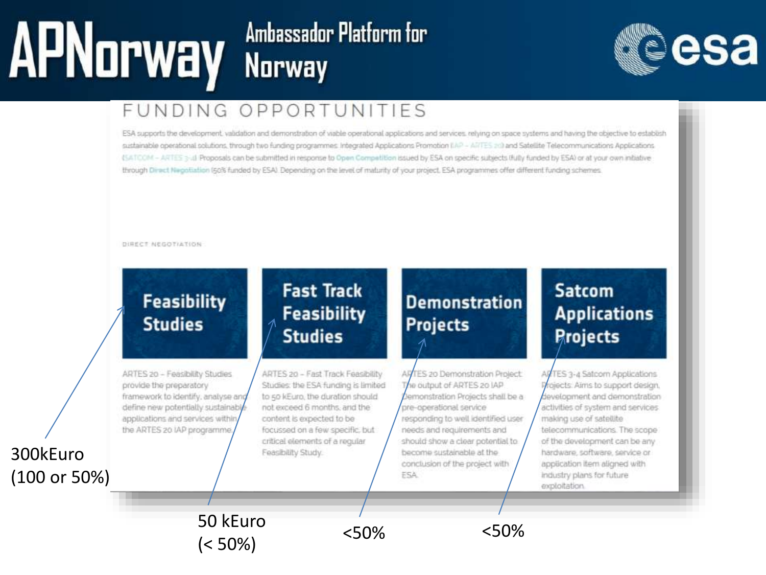# APNorway

## Ambassador Platform for Norway

esa

## FUNDING OPPORTUNITIES

ESA supports the development, validation and demonstration of viable operational applications and services relying on space systems and having the objective to establish sustainable operational solutions, through two funding programmes: Integrated Applications Promotion (IAP – ARTES 20) and Satellite Telecommunications Applications (SATCOM – ARTES 3-4). Proposals can be submitted in response to Open Competition issued by ESA on specific subjects (fully funded by ESA) or at your own initiative through Direct Negotiation (50% funded by ESA). Depending on the level of maturity of your project, ESA programmes offer different funding schemes.

DIRECT NEGOTIATION

### Feasibility Studies

ARTES 20 – Feasibility Studies provide the preparatory framework to identify, analyse and define new potentially sustainable applications and services within the ARTES 20 IAP programme.

300kEuro (100 or 50%)

### Fast Track Feasibility Studies

ARTES 20 – Fast Track Feasibility Studies: the ESA funding is limited to 50 kEuro, the duration should not exceed 6 months, and the content is expected to be focussed on a few specific, but critical elements of a regular Feasibility Study.

50 kEuro (< 50%)

### Demonstration Projects

ARTES 20 Demonstration Project: The output of ARTES 20 IAP Demonstration Projects shall be a pre-operational service responding to well identified user needs and requirements and should show a clear potential to become sustainable at the conclusion of the project with ESA.

<50%

### Satcom Applications Projects

ARTES 3-4 Satcom Applications Projects: Aims to support design, development and demonstration activities of system and services making use of satellite telecommunications. The scope of the development can be any hardware, software, service or application item aligned with industry plans for future exploitation.

<50%